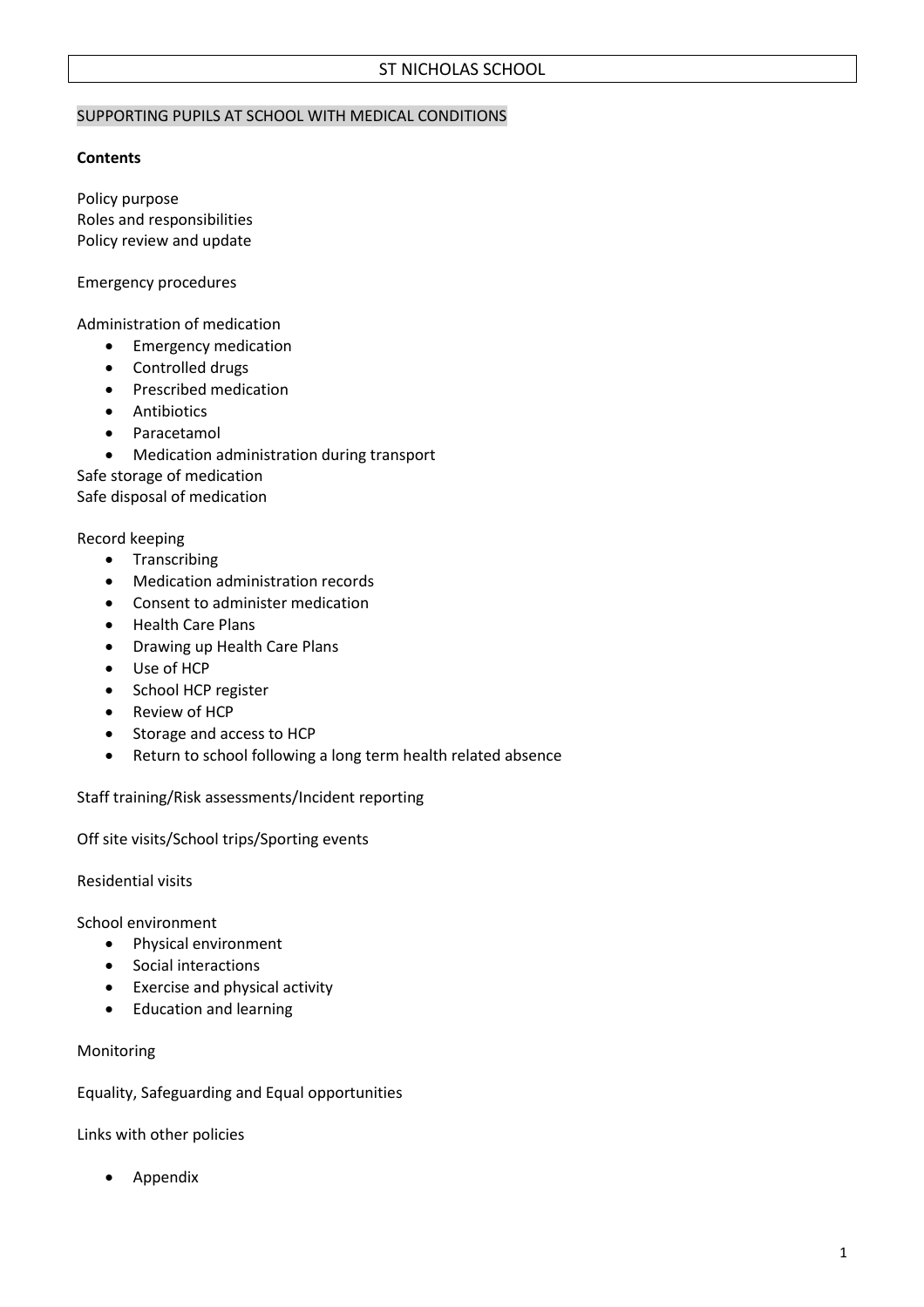# ST NICHOLAS SCHOOL

## SUPPORTING PUPILS AT SCHOOL WITH MEDICAL CONDITIONS

**Contents**

Policy purpose
Roles and responsibilities
Policy review and update

Emergency procedures

Administration of medication

- Emergency medication
- Controlled drugs
- Prescribed medication
- Antibiotics
- Paracetamol
- Medication administration during transport

Safe storage of medication
Safe disposal of medication

Record keeping

- Transcribing
- Medication administration records
- Consent to administer medication
- Health Care Plans
- Drawing up Health Care Plans
- Use of HCP
- School HCP register
- Review of HCP
- Storage and access to HCP
- Return to school following a long term health related absence

Staff training/Risk assessments/Incident reporting

Off site visits/School trips/Sporting events

Residential visits

School environment

- Physical environment
- Social interactions
- Exercise and physical activity
- Education and learning

Monitoring

Equality, Safeguarding and Equal opportunities

Links with other policies

- Appendix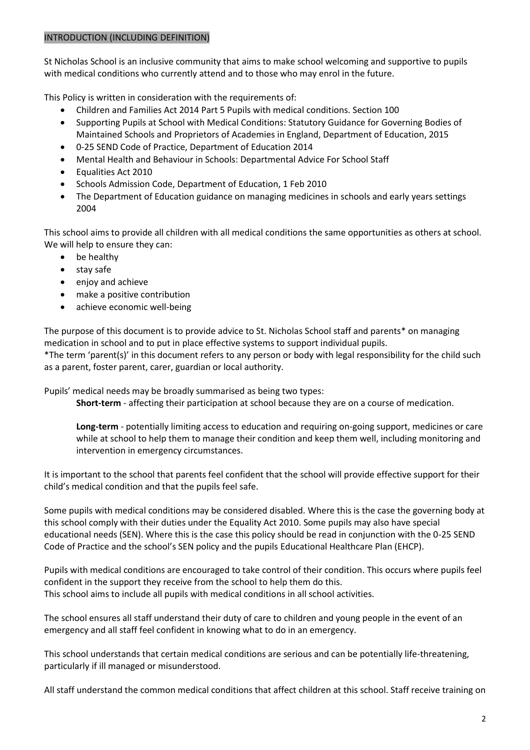## INTRODUCTION (INCLUDING DEFINITION)

St Nicholas School is an inclusive community that aims to make school welcoming and supportive to pupils with medical conditions who currently attend and to those who may enrol in the future.

This Policy is written in consideration with the requirements of:

- Children and Families Act 2014 Part 5 Pupils with medical conditions. Section 100
- Supporting Pupils at School with Medical Conditions: Statutory Guidance for Governing Bodies of Maintained Schools and Proprietors of Academies in England, Department of Education, 2015
- 0-25 SEND Code of Practice, Department of Education 2014
- Mental Health and Behaviour in Schools: Departmental Advice For School Staff
- Equalities Act 2010
- Schools Admission Code, Department of Education, 1 Feb 2010
- The Department of Education guidance on managing medicines in schools and early years settings 2004

This school aims to provide all children with all medical conditions the same opportunities as others at school. We will help to ensure they can:

- be healthy
- stay safe
- enjoy and achieve
- make a positive contribution
- achieve economic well-being

The purpose of this document is to provide advice to St. Nicholas School staff and parents* on managing medication in school and to put in place effective systems to support individual pupils.
*The term 'parent(s)' in this document refers to any person or body with legal responsibility for the child such as a parent, foster parent, carer, guardian or local authority.

Pupils' medical needs may be broadly summarised as being two types:

**Short-term** - affecting their participation at school because they are on a course of medication.

**Long-term** - potentially limiting access to education and requiring on-going support, medicines or care while at school to help them to manage their condition and keep them well, including monitoring and intervention in emergency circumstances.

It is important to the school that parents feel confident that the school will provide effective support for their child's medical condition and that the pupils feel safe.

Some pupils with medical conditions may be considered disabled. Where this is the case the governing body at this school comply with their duties under the Equality Act 2010. Some pupils may also have special educational needs (SEN). Where this is the case this policy should be read in conjunction with the 0-25 SEND Code of Practice and the school's SEN policy and the pupils Educational Healthcare Plan (EHCP).

Pupils with medical conditions are encouraged to take control of their condition. This occurs where pupils feel confident in the support they receive from the school to help them do this.
This school aims to include all pupils with medical conditions in all school activities.

The school ensures all staff understand their duty of care to children and young people in the event of an emergency and all staff feel confident in knowing what to do in an emergency.

This school understands that certain medical conditions are serious and can be potentially life-threatening, particularly if ill managed or misunderstood.

All staff understand the common medical conditions that affect children at this school. Staff receive training on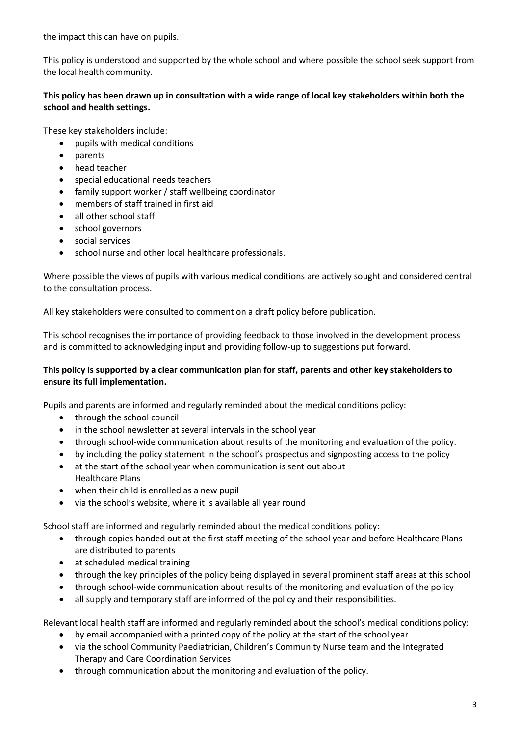the impact this can have on pupils.

This policy is understood and supported by the whole school and where possible the school seek support from the local health community.

**This policy has been drawn up in consultation with a wide range of local key stakeholders within both the school and health settings.**

These key stakeholders include:

- pupils with medical conditions
- parents
- head teacher
- special educational needs teachers
- family support worker / staff wellbeing coordinator
- members of staff trained in first aid
- all other school staff
- school governors
- social services
- school nurse and other local healthcare professionals.

Where possible the views of pupils with various medical conditions are actively sought and considered central to the consultation process.

All key stakeholders were consulted to comment on a draft policy before publication.

This school recognises the importance of providing feedback to those involved in the development process and is committed to acknowledging input and providing follow-up to suggestions put forward.

**This policy is supported by a clear communication plan for staff, parents and other key stakeholders to ensure its full implementation.**

Pupils and parents are informed and regularly reminded about the medical conditions policy:

- through the school council
- in the school newsletter at several intervals in the school year
- through school-wide communication about results of the monitoring and evaluation of the policy.
- by including the policy statement in the school's prospectus and signposting access to the policy
- at the start of the school year when communication is sent out about Healthcare Plans
- when their child is enrolled as a new pupil
- via the school's website, where it is available all year round

School staff are informed and regularly reminded about the medical conditions policy:

- through copies handed out at the first staff meeting of the school year and before Healthcare Plans are distributed to parents
- at scheduled medical training
- through the key principles of the policy being displayed in several prominent staff areas at this school
- through school-wide communication about results of the monitoring and evaluation of the policy
- all supply and temporary staff are informed of the policy and their responsibilities.

Relevant local health staff are informed and regularly reminded about the school's medical conditions policy:

- by email accompanied with a printed copy of the policy at the start of the school year
- via the school Community Paediatrician, Children's Community Nurse team and the Integrated Therapy and Care Coordination Services
- through communication about the monitoring and evaluation of the policy.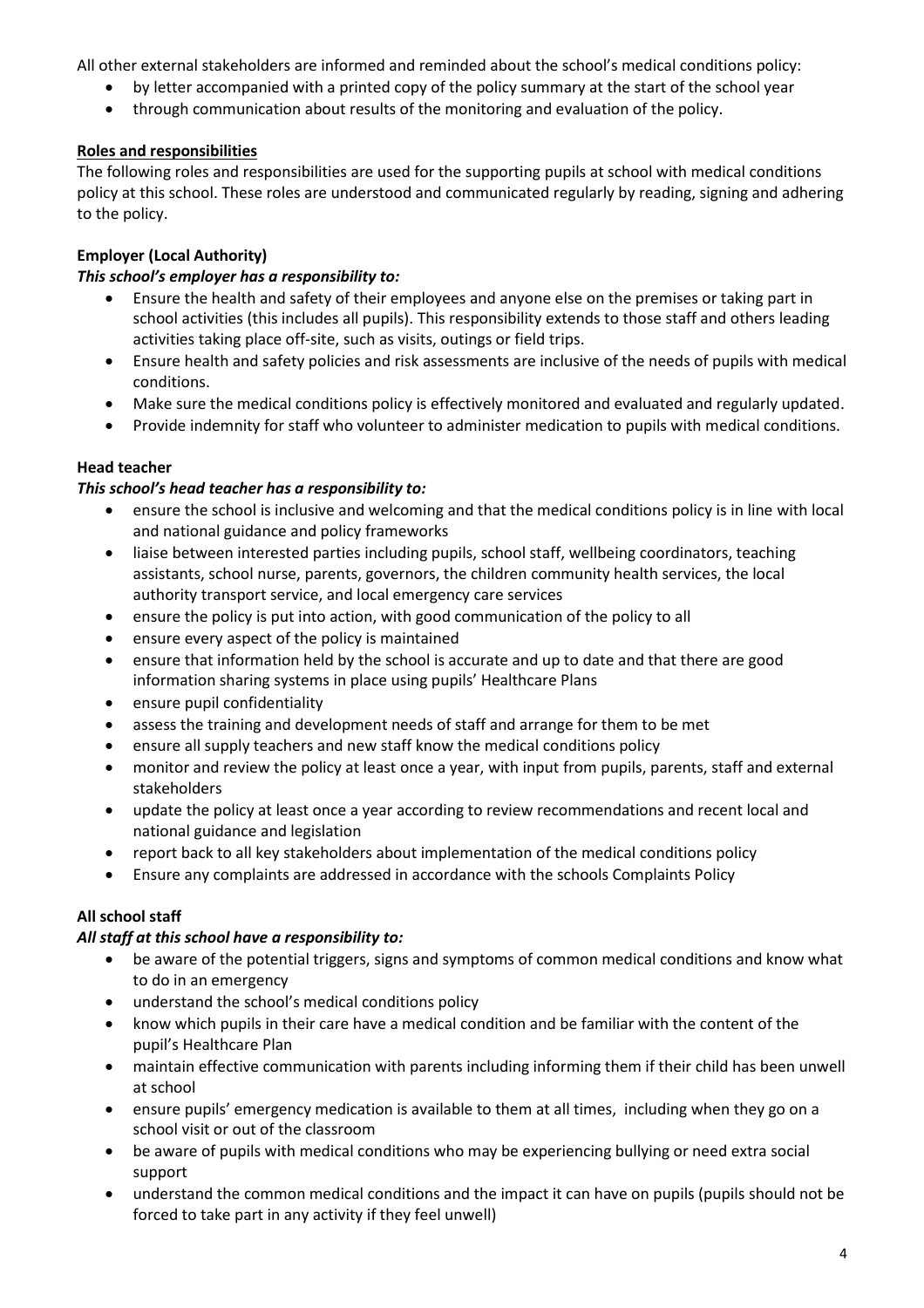All other external stakeholders are informed and reminded about the school's medical conditions policy:

- by letter accompanied with a printed copy of the policy summary at the start of the school year
- through communication about results of the monitoring and evaluation of the policy.

**Roles and responsibilities**

The following roles and responsibilities are used for the supporting pupils at school with medical conditions policy at this school. These roles are understood and communicated regularly by reading, signing and adhering to the policy.

**Employer (Local Authority)**

***This school's employer has a responsibility to:***

- Ensure the health and safety of their employees and anyone else on the premises or taking part in school activities (this includes all pupils). This responsibility extends to those staff and others leading activities taking place off-site, such as visits, outings or field trips.
- Ensure health and safety policies and risk assessments are inclusive of the needs of pupils with medical conditions.
- Make sure the medical conditions policy is effectively monitored and evaluated and regularly updated.
- Provide indemnity for staff who volunteer to administer medication to pupils with medical conditions.

**Head teacher**

***This school's head teacher has a responsibility to:***

- ensure the school is inclusive and welcoming and that the medical conditions policy is in line with local and national guidance and policy frameworks
- liaise between interested parties including pupils, school staff, wellbeing coordinators, teaching assistants, school nurse, parents, governors, the children community health services, the local authority transport service, and local emergency care services
- ensure the policy is put into action, with good communication of the policy to all
- ensure every aspect of the policy is maintained
- ensure that information held by the school is accurate and up to date and that there are good information sharing systems in place using pupils' Healthcare Plans
- ensure pupil confidentiality
- assess the training and development needs of staff and arrange for them to be met
- ensure all supply teachers and new staff know the medical conditions policy
- monitor and review the policy at least once a year, with input from pupils, parents, staff and external stakeholders
- update the policy at least once a year according to review recommendations and recent local and national guidance and legislation
- report back to all key stakeholders about implementation of the medical conditions policy
- Ensure any complaints are addressed in accordance with the schools Complaints Policy

**All school staff**

***All staff at this school have a responsibility to:***

- be aware of the potential triggers, signs and symptoms of common medical conditions and know what to do in an emergency
- understand the school's medical conditions policy
- know which pupils in their care have a medical condition and be familiar with the content of the pupil's Healthcare Plan
- maintain effective communication with parents including informing them if their child has been unwell at school
- ensure pupils' emergency medication is available to them at all times, including when they go on a school visit or out of the classroom
- be aware of pupils with medical conditions who may be experiencing bullying or need extra social support
- understand the common medical conditions and the impact it can have on pupils (pupils should not be forced to take part in any activity if they feel unwell)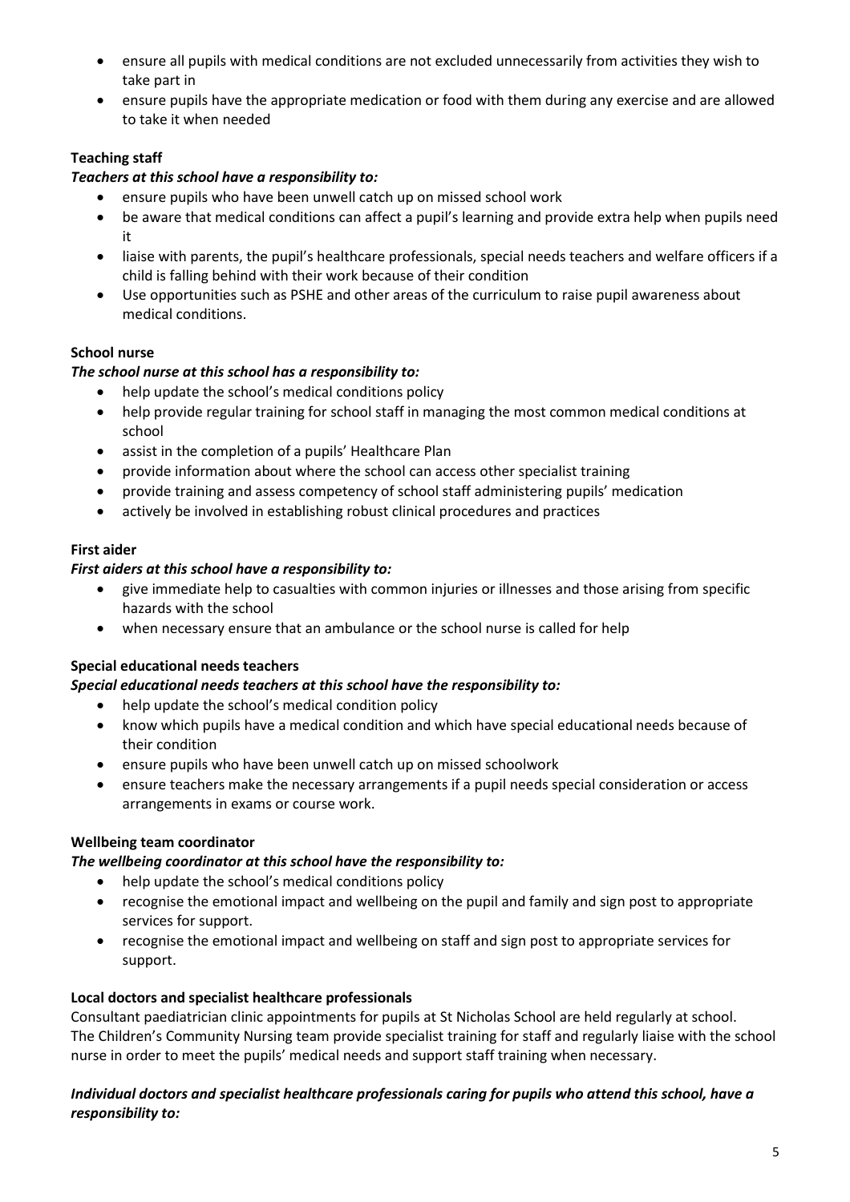- ensure all pupils with medical conditions are not excluded unnecessarily from activities they wish to take part in
- ensure pupils have the appropriate medication or food with them during any exercise and are allowed to take it when needed

**Teaching staff**

***Teachers at this school have a responsibility to:***

- ensure pupils who have been unwell catch up on missed school work
- be aware that medical conditions can affect a pupil's learning and provide extra help when pupils need it
- liaise with parents, the pupil's healthcare professionals, special needs teachers and welfare officers if a child is falling behind with their work because of their condition
- Use opportunities such as PSHE and other areas of the curriculum to raise pupil awareness about medical conditions.

**School nurse**

***The school nurse at this school has a responsibility to:***

- help update the school's medical conditions policy
- help provide regular training for school staff in managing the most common medical conditions at school
- assist in the completion of a pupils' Healthcare Plan
- provide information about where the school can access other specialist training
- provide training and assess competency of school staff administering pupils' medication
- actively be involved in establishing robust clinical procedures and practices

**First aider**

***First aiders at this school have a responsibility to:***

- give immediate help to casualties with common injuries or illnesses and those arising from specific hazards with the school
- when necessary ensure that an ambulance or the school nurse is called for help

**Special educational needs teachers**

***Special educational needs teachers at this school have the responsibility to:***

- help update the school's medical condition policy
- know which pupils have a medical condition and which have special educational needs because of their condition
- ensure pupils who have been unwell catch up on missed schoolwork
- ensure teachers make the necessary arrangements if a pupil needs special consideration or access arrangements in exams or course work.

**Wellbeing team coordinator**

***The wellbeing coordinator at this school have the responsibility to:***

- help update the school's medical conditions policy
- recognise the emotional impact and wellbeing on the pupil and family and sign post to appropriate services for support.
- recognise the emotional impact and wellbeing on staff and sign post to appropriate services for support.

**Local doctors and specialist healthcare professionals**

Consultant paediatrician clinic appointments for pupils at St Nicholas School are held regularly at school. The Children's Community Nursing team provide specialist training for staff and regularly liaise with the school nurse in order to meet the pupils' medical needs and support staff training when necessary.

***Individual doctors and specialist healthcare professionals caring for pupils who attend this school, have a responsibility to:***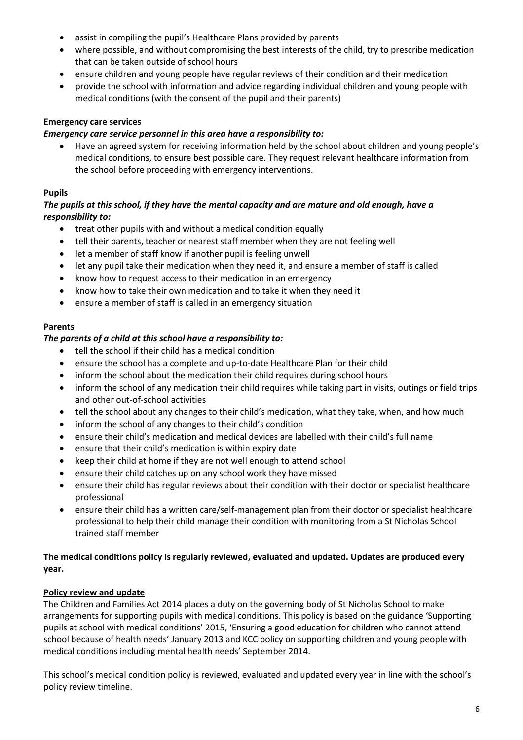- assist in compiling the pupil's Healthcare Plans provided by parents
- where possible, and without compromising the best interests of the child, try to prescribe medication that can be taken outside of school hours
- ensure children and young people have regular reviews of their condition and their medication
- provide the school with information and advice regarding individual children and young people with medical conditions (with the consent of the pupil and their parents)

**Emergency care services**

***Emergency care service personnel in this area have a responsibility to:***

- Have an agreed system for receiving information held by the school about children and young people's medical conditions, to ensure best possible care. They request relevant healthcare information from the school before proceeding with emergency interventions.

**Pupils**

***The pupils at this school, if they have the mental capacity and are mature and old enough, have a responsibility to:***

- treat other pupils with and without a medical condition equally
- tell their parents, teacher or nearest staff member when they are not feeling well
- let a member of staff know if another pupil is feeling unwell
- let any pupil take their medication when they need it, and ensure a member of staff is called
- know how to request access to their medication in an emergency
- know how to take their own medication and to take it when they need it
- ensure a member of staff is called in an emergency situation

**Parents**

***The parents of a child at this school have a responsibility to:***

- tell the school if their child has a medical condition
- ensure the school has a complete and up-to-date Healthcare Plan for their child
- inform the school about the medication their child requires during school hours
- inform the school of any medication their child requires while taking part in visits, outings or field trips and other out-of-school activities
- tell the school about any changes to their child's medication, what they take, when, and how much
- inform the school of any changes to their child's condition
- ensure their child's medication and medical devices are labelled with their child's full name
- ensure that their child's medication is within expiry date
- keep their child at home if they are not well enough to attend school
- ensure their child catches up on any school work they have missed
- ensure their child has regular reviews about their condition with their doctor or specialist healthcare professional
- ensure their child has a written care/self-management plan from their doctor or specialist healthcare professional to help their child manage their condition with monitoring from a St Nicholas School trained staff member

**The medical conditions policy is regularly reviewed, evaluated and updated. Updates are produced every year.**

**Policy review and update**

The Children and Families Act 2014 places a duty on the governing body of St Nicholas School to make arrangements for supporting pupils with medical conditions. This policy is based on the guidance 'Supporting pupils at school with medical conditions' 2015, 'Ensuring a good education for children who cannot attend school because of health needs' January 2013 and KCC policy on supporting children and young people with medical conditions including mental health needs' September 2014.

This school's medical condition policy is reviewed, evaluated and updated every year in line with the school's policy review timeline.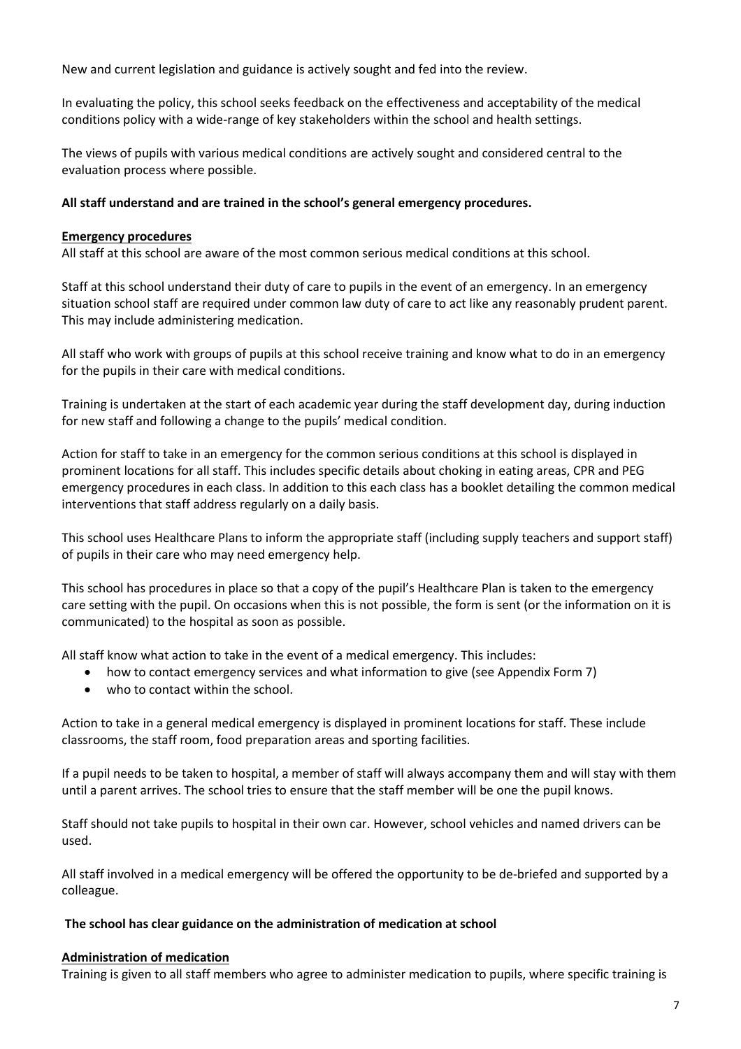New and current legislation and guidance is actively sought and fed into the review.

In evaluating the policy, this school seeks feedback on the effectiveness and acceptability of the medical conditions policy with a wide-range of key stakeholders within the school and health settings.

The views of pupils with various medical conditions are actively sought and considered central to the evaluation process where possible.

**All staff understand and are trained in the school's general emergency procedures.**

**Emergency procedures**

All staff at this school are aware of the most common serious medical conditions at this school.

Staff at this school understand their duty of care to pupils in the event of an emergency. In an emergency situation school staff are required under common law duty of care to act like any reasonably prudent parent. This may include administering medication.

All staff who work with groups of pupils at this school receive training and know what to do in an emergency for the pupils in their care with medical conditions.

Training is undertaken at the start of each academic year during the staff development day, during induction for new staff and following a change to the pupils' medical condition.

Action for staff to take in an emergency for the common serious conditions at this school is displayed in prominent locations for all staff. This includes specific details about choking in eating areas, CPR and PEG emergency procedures in each class. In addition to this each class has a booklet detailing the common medical interventions that staff address regularly on a daily basis.

This school uses Healthcare Plans to inform the appropriate staff (including supply teachers and support staff) of pupils in their care who may need emergency help.

This school has procedures in place so that a copy of the pupil's Healthcare Plan is taken to the emergency care setting with the pupil. On occasions when this is not possible, the form is sent (or the information on it is communicated) to the hospital as soon as possible.

All staff know what action to take in the event of a medical emergency. This includes:

- how to contact emergency services and what information to give (see Appendix Form 7)
- who to contact within the school.

Action to take in a general medical emergency is displayed in prominent locations for staff. These include classrooms, the staff room, food preparation areas and sporting facilities.

If a pupil needs to be taken to hospital, a member of staff will always accompany them and will stay with them until a parent arrives. The school tries to ensure that the staff member will be one the pupil knows.

Staff should not take pupils to hospital in their own car. However, school vehicles and named drivers can be used.

All staff involved in a medical emergency will be offered the opportunity to be de-briefed and supported by a colleague.

**The school has clear guidance on the administration of medication at school**

**Administration of medication**

Training is given to all staff members who agree to administer medication to pupils, where specific training is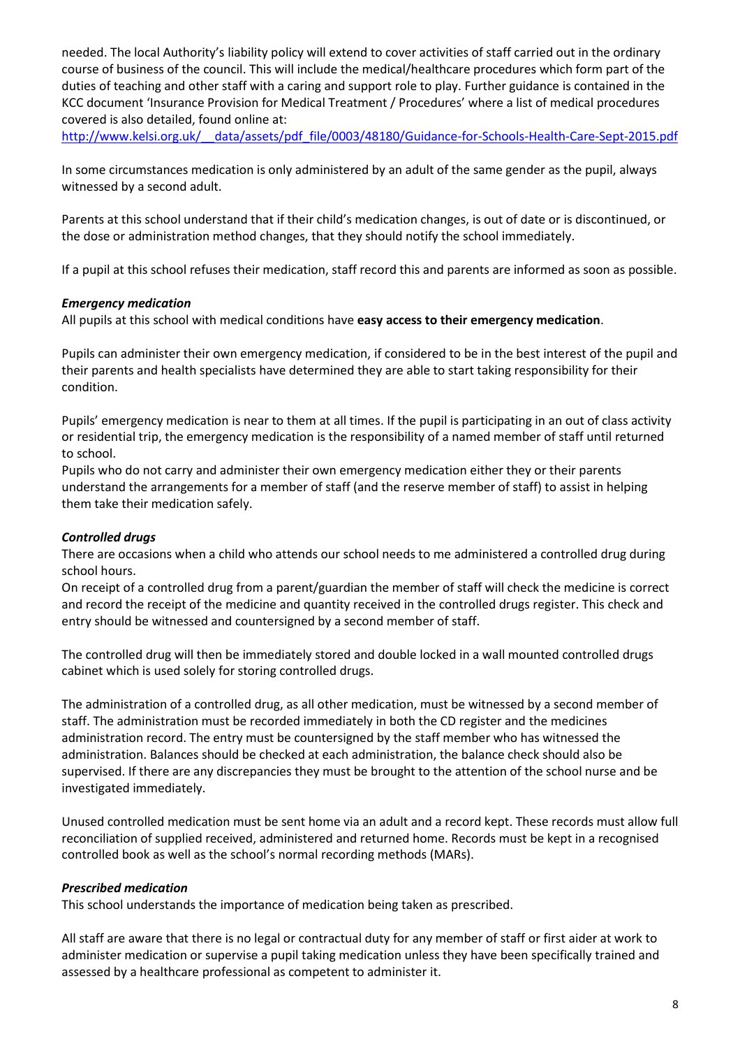needed. The local Authority's liability policy will extend to cover activities of staff carried out in the ordinary course of business of the council. This will include the medical/healthcare procedures which form part of the duties of teaching and other staff with a caring and support role to play. Further guidance is contained in the KCC document 'Insurance Provision for Medical Treatment / Procedures' where a list of medical procedures covered is also detailed, found online at:
http://www.kelsi.org.uk/__data/assets/pdf_file/0003/48180/Guidance-for-Schools-Health-Care-Sept-2015.pdf

In some circumstances medication is only administered by an adult of the same gender as the pupil, always witnessed by a second adult.

Parents at this school understand that if their child's medication changes, is out of date or is discontinued, or the dose or administration method changes, that they should notify the school immediately.

If a pupil at this school refuses their medication, staff record this and parents are informed as soon as possible.

***Emergency medication***

All pupils at this school with medical conditions have **easy access to their emergency medication**.

Pupils can administer their own emergency medication, if considered to be in the best interest of the pupil and their parents and health specialists have determined they are able to start taking responsibility for their condition.

Pupils' emergency medication is near to them at all times. If the pupil is participating in an out of class activity or residential trip, the emergency medication is the responsibility of a named member of staff until returned to school.
Pupils who do not carry and administer their own emergency medication either they or their parents understand the arrangements for a member of staff (and the reserve member of staff) to assist in helping them take their medication safely.

***Controlled drugs***

There are occasions when a child who attends our school needs to me administered a controlled drug during school hours.
On receipt of a controlled drug from a parent/guardian the member of staff will check the medicine is correct and record the receipt of the medicine and quantity received in the controlled drugs register. This check and entry should be witnessed and countersigned by a second member of staff.

The controlled drug will then be immediately stored and double locked in a wall mounted controlled drugs cabinet which is used solely for storing controlled drugs.

The administration of a controlled drug, as all other medication, must be witnessed by a second member of staff. The administration must be recorded immediately in both the CD register and the medicines administration record. The entry must be countersigned by the staff member who has witnessed the administration. Balances should be checked at each administration, the balance check should also be supervised. If there are any discrepancies they must be brought to the attention of the school nurse and be investigated immediately.

Unused controlled medication must be sent home via an adult and a record kept. These records must allow full reconciliation of supplied received, administered and returned home. Records must be kept in a recognised controlled book as well as the school's normal recording methods (MARs).

***Prescribed medication***

This school understands the importance of medication being taken as prescribed.

All staff are aware that there is no legal or contractual duty for any member of staff or first aider at work to administer medication or supervise a pupil taking medication unless they have been specifically trained and assessed by a healthcare professional as competent to administer it.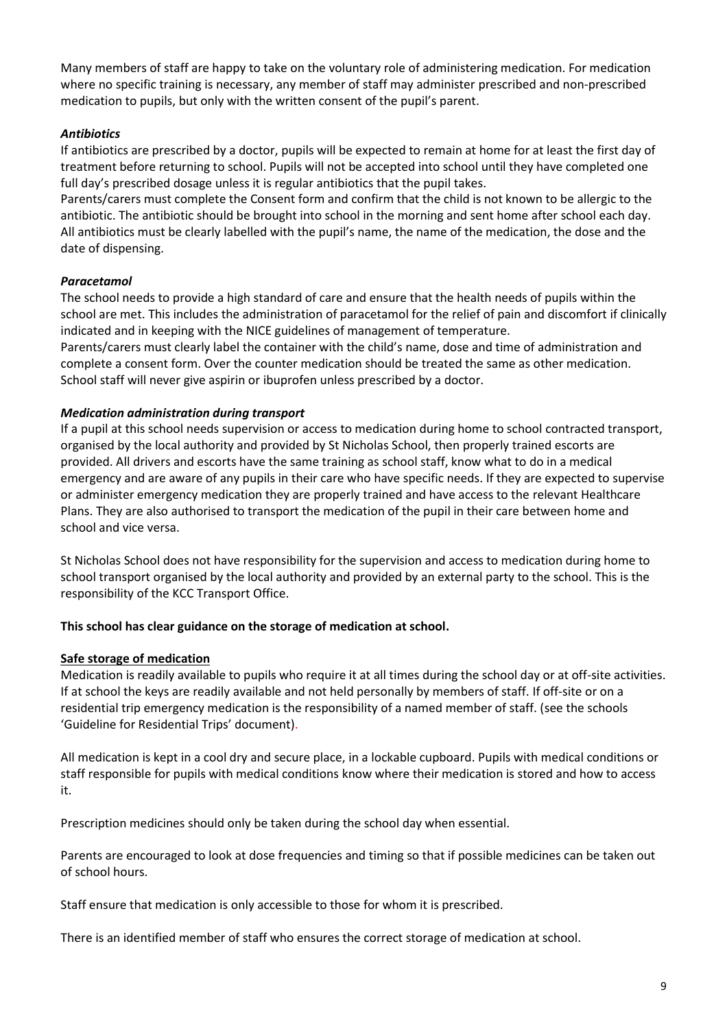Many members of staff are happy to take on the voluntary role of administering medication. For medication where no specific training is necessary, any member of staff may administer prescribed and non-prescribed medication to pupils, but only with the written consent of the pupil's parent.

***Antibiotics***

If antibiotics are prescribed by a doctor, pupils will be expected to remain at home for at least the first day of treatment before returning to school. Pupils will not be accepted into school until they have completed one full day's prescribed dosage unless it is regular antibiotics that the pupil takes.

Parents/carers must complete the Consent form and confirm that the child is not known to be allergic to the antibiotic. The antibiotic should be brought into school in the morning and sent home after school each day. All antibiotics must be clearly labelled with the pupil's name, the name of the medication, the dose and the date of dispensing.

***Paracetamol***

The school needs to provide a high standard of care and ensure that the health needs of pupils within the school are met. This includes the administration of paracetamol for the relief of pain and discomfort if clinically indicated and in keeping with the NICE guidelines of management of temperature.

Parents/carers must clearly label the container with the child's name, dose and time of administration and complete a consent form. Over the counter medication should be treated the same as other medication. School staff will never give aspirin or ibuprofen unless prescribed by a doctor.

***Medication administration during transport***

If a pupil at this school needs supervision or access to medication during home to school contracted transport, organised by the local authority and provided by St Nicholas School, then properly trained escorts are provided. All drivers and escorts have the same training as school staff, know what to do in a medical emergency and are aware of any pupils in their care who have specific needs. If they are expected to supervise or administer emergency medication they are properly trained and have access to the relevant Healthcare Plans. They are also authorised to transport the medication of the pupil in their care between home and school and vice versa.

St Nicholas School does not have responsibility for the supervision and access to medication during home to school transport organised by the local authority and provided by an external party to the school. This is the responsibility of the KCC Transport Office.

**This school has clear guidance on the storage of medication at school.**

**Safe storage of medication**

Medication is readily available to pupils who require it at all times during the school day or at off-site activities. If at school the keys are readily available and not held personally by members of staff. If off-site or on a residential trip emergency medication is the responsibility of a named member of staff. (see the schools 'Guideline for Residential Trips' document).

All medication is kept in a cool dry and secure place, in a lockable cupboard. Pupils with medical conditions or staff responsible for pupils with medical conditions know where their medication is stored and how to access it.

Prescription medicines should only be taken during the school day when essential.

Parents are encouraged to look at dose frequencies and timing so that if possible medicines can be taken out of school hours.

Staff ensure that medication is only accessible to those for whom it is prescribed.

There is an identified member of staff who ensures the correct storage of medication at school.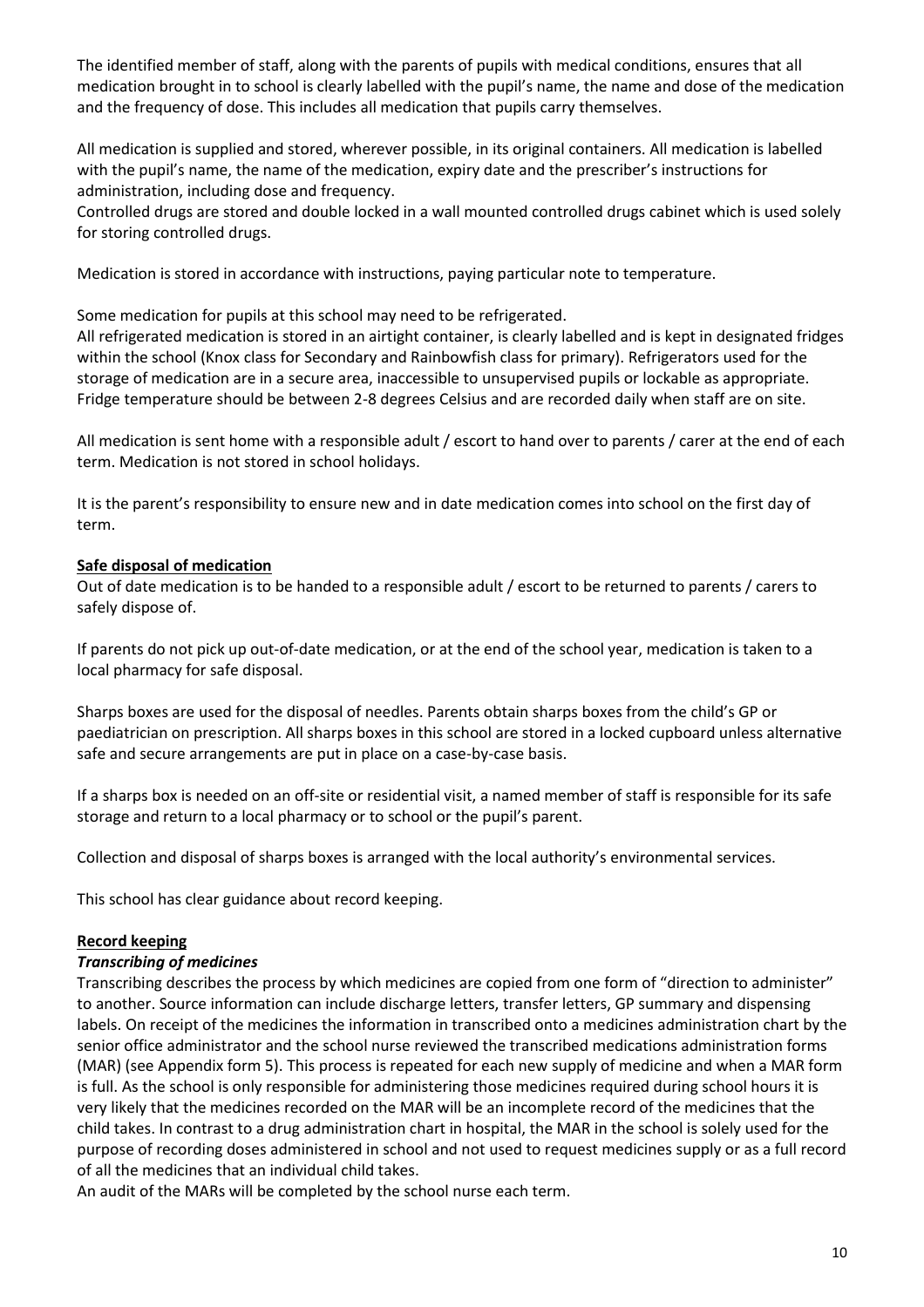The identified member of staff, along with the parents of pupils with medical conditions, ensures that all medication brought in to school is clearly labelled with the pupil's name, the name and dose of the medication and the frequency of dose. This includes all medication that pupils carry themselves.

All medication is supplied and stored, wherever possible, in its original containers. All medication is labelled with the pupil's name, the name of the medication, expiry date and the prescriber's instructions for administration, including dose and frequency.
Controlled drugs are stored and double locked in a wall mounted controlled drugs cabinet which is used solely for storing controlled drugs.

Medication is stored in accordance with instructions, paying particular note to temperature.

Some medication for pupils at this school may need to be refrigerated.
All refrigerated medication is stored in an airtight container, is clearly labelled and is kept in designated fridges within the school (Knox class for Secondary and Rainbowfish class for primary). Refrigerators used for the storage of medication are in a secure area, inaccessible to unsupervised pupils or lockable as appropriate. Fridge temperature should be between 2-8 degrees Celsius and are recorded daily when staff are on site.

All medication is sent home with a responsible adult / escort to hand over to parents / carer at the end of each term. Medication is not stored in school holidays.

It is the parent's responsibility to ensure new and in date medication comes into school on the first day of term.

**Safe disposal of medication**

Out of date medication is to be handed to a responsible adult / escort to be returned to parents / carers to safely dispose of.

If parents do not pick up out-of-date medication, or at the end of the school year, medication is taken to a local pharmacy for safe disposal.

Sharps boxes are used for the disposal of needles. Parents obtain sharps boxes from the child's GP or paediatrician on prescription. All sharps boxes in this school are stored in a locked cupboard unless alternative safe and secure arrangements are put in place on a case-by-case basis.

If a sharps box is needed on an off-site or residential visit, a named member of staff is responsible for its safe storage and return to a local pharmacy or to school or the pupil's parent.

Collection and disposal of sharps boxes is arranged with the local authority's environmental services.

This school has clear guidance about record keeping.

**Record keeping**

***Transcribing of medicines***

Transcribing describes the process by which medicines are copied from one form of "direction to administer" to another. Source information can include discharge letters, transfer letters, GP summary and dispensing labels. On receipt of the medicines the information in transcribed onto a medicines administration chart by the senior office administrator and the school nurse reviewed the transcribed medications administration forms (MAR) (see Appendix form 5). This process is repeated for each new supply of medicine and when a MAR form is full. As the school is only responsible for administering those medicines required during school hours it is very likely that the medicines recorded on the MAR will be an incomplete record of the medicines that the child takes. In contrast to a drug administration chart in hospital, the MAR in the school is solely used for the purpose of recording doses administered in school and not used to request medicines supply or as a full record of all the medicines that an individual child takes.
An audit of the MARs will be completed by the school nurse each term.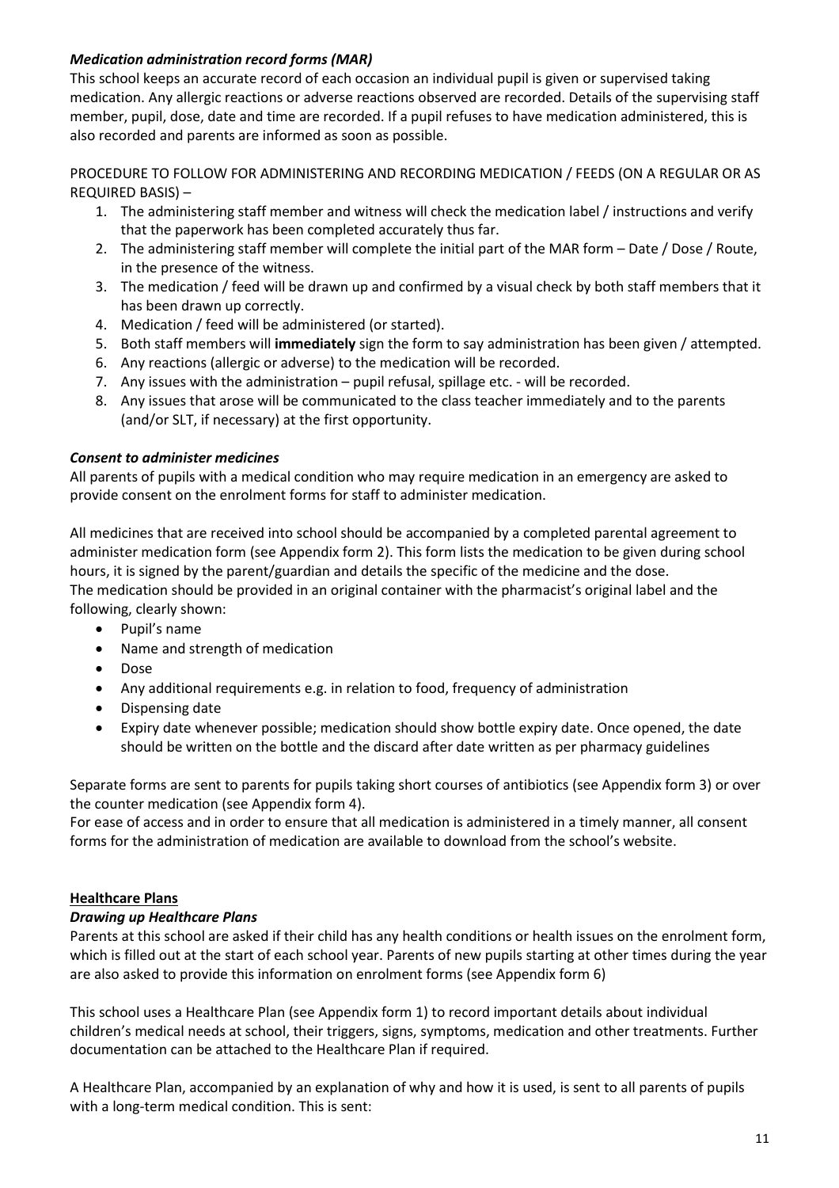***Medication administration record forms (MAR)***

This school keeps an accurate record of each occasion an individual pupil is given or supervised taking medication. Any allergic reactions or adverse reactions observed are recorded. Details of the supervising staff member, pupil, dose, date and time are recorded. If a pupil refuses to have medication administered, this is also recorded and parents are informed as soon as possible.

PROCEDURE TO FOLLOW FOR ADMINISTERING AND RECORDING MEDICATION / FEEDS (ON A REGULAR OR AS REQUIRED BASIS) –

1. The administering staff member and witness will check the medication label / instructions and verify that the paperwork has been completed accurately thus far.
2. The administering staff member will complete the initial part of the MAR form – Date / Dose / Route, in the presence of the witness.
3. The medication / feed will be drawn up and confirmed by a visual check by both staff members that it has been drawn up correctly.
4. Medication / feed will be administered (or started).
5. Both staff members will **immediately** sign the form to say administration has been given / attempted.
6. Any reactions (allergic or adverse) to the medication will be recorded.
7. Any issues with the administration – pupil refusal, spillage etc. - will be recorded.
8. Any issues that arose will be communicated to the class teacher immediately and to the parents (and/or SLT, if necessary) at the first opportunity.

***Consent to administer medicines***

All parents of pupils with a medical condition who may require medication in an emergency are asked to provide consent on the enrolment forms for staff to administer medication.

All medicines that are received into school should be accompanied by a completed parental agreement to administer medication form (see Appendix form 2). This form lists the medication to be given during school hours, it is signed by the parent/guardian and details the specific of the medicine and the dose.
The medication should be provided in an original container with the pharmacist's original label and the following, clearly shown:

- Pupil's name
- Name and strength of medication
- Dose
- Any additional requirements e.g. in relation to food, frequency of administration
- Dispensing date
- Expiry date whenever possible; medication should show bottle expiry date. Once opened, the date should be written on the bottle and the discard after date written as per pharmacy guidelines

Separate forms are sent to parents for pupils taking short courses of antibiotics (see Appendix form 3) or over the counter medication (see Appendix form 4).
For ease of access and in order to ensure that all medication is administered in a timely manner, all consent forms for the administration of medication are available to download from the school's website.

## Healthcare Plans

***Drawing up Healthcare Plans***

Parents at this school are asked if their child has any health conditions or health issues on the enrolment form, which is filled out at the start of each school year. Parents of new pupils starting at other times during the year are also asked to provide this information on enrolment forms (see Appendix form 6)

This school uses a Healthcare Plan (see Appendix form 1) to record important details about individual children's medical needs at school, their triggers, signs, symptoms, medication and other treatments. Further documentation can be attached to the Healthcare Plan if required.

A Healthcare Plan, accompanied by an explanation of why and how it is used, is sent to all parents of pupils with a long-term medical condition. This is sent: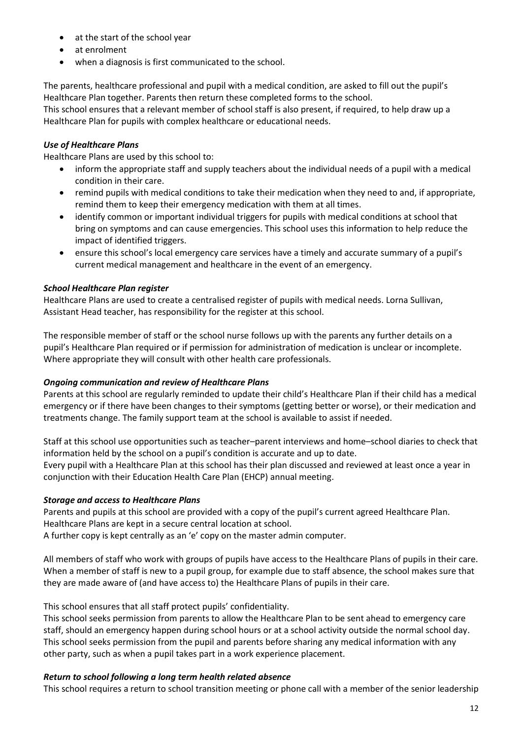- at the start of the school year
- at enrolment
- when a diagnosis is first communicated to the school.

The parents, healthcare professional and pupil with a medical condition, are asked to fill out the pupil's Healthcare Plan together. Parents then return these completed forms to the school.
This school ensures that a relevant member of school staff is also present, if required, to help draw up a Healthcare Plan for pupils with complex healthcare or educational needs.

***Use of Healthcare Plans***

Healthcare Plans are used by this school to:

- inform the appropriate staff and supply teachers about the individual needs of a pupil with a medical condition in their care.
- remind pupils with medical conditions to take their medication when they need to and, if appropriate, remind them to keep their emergency medication with them at all times.
- identify common or important individual triggers for pupils with medical conditions at school that bring on symptoms and can cause emergencies. This school uses this information to help reduce the impact of identified triggers.
- ensure this school's local emergency care services have a timely and accurate summary of a pupil's current medical management and healthcare in the event of an emergency.

***School Healthcare Plan register***

Healthcare Plans are used to create a centralised register of pupils with medical needs. Lorna Sullivan, Assistant Head teacher, has responsibility for the register at this school.

The responsible member of staff or the school nurse follows up with the parents any further details on a pupil's Healthcare Plan required or if permission for administration of medication is unclear or incomplete. Where appropriate they will consult with other health care professionals.

***Ongoing communication and review of Healthcare Plans***

Parents at this school are regularly reminded to update their child's Healthcare Plan if their child has a medical emergency or if there have been changes to their symptoms (getting better or worse), or their medication and treatments change. The family support team at the school is available to assist if needed.

Staff at this school use opportunities such as teacher–parent interviews and home–school diaries to check that information held by the school on a pupil's condition is accurate and up to date.
Every pupil with a Healthcare Plan at this school has their plan discussed and reviewed at least once a year in conjunction with their Education Health Care Plan (EHCP) annual meeting.

***Storage and access to Healthcare Plans***

Parents and pupils at this school are provided with a copy of the pupil's current agreed Healthcare Plan.
Healthcare Plans are kept in a secure central location at school.
A further copy is kept centrally as an 'e' copy on the master admin computer.

All members of staff who work with groups of pupils have access to the Healthcare Plans of pupils in their care. When a member of staff is new to a pupil group, for example due to staff absence, the school makes sure that they are made aware of (and have access to) the Healthcare Plans of pupils in their care.

This school ensures that all staff protect pupils' confidentiality.
This school seeks permission from parents to allow the Healthcare Plan to be sent ahead to emergency care staff, should an emergency happen during school hours or at a school activity outside the normal school day.
This school seeks permission from the pupil and parents before sharing any medical information with any other party, such as when a pupil takes part in a work experience placement.

***Return to school following a long term health related absence***

This school requires a return to school transition meeting or phone call with a member of the senior leadership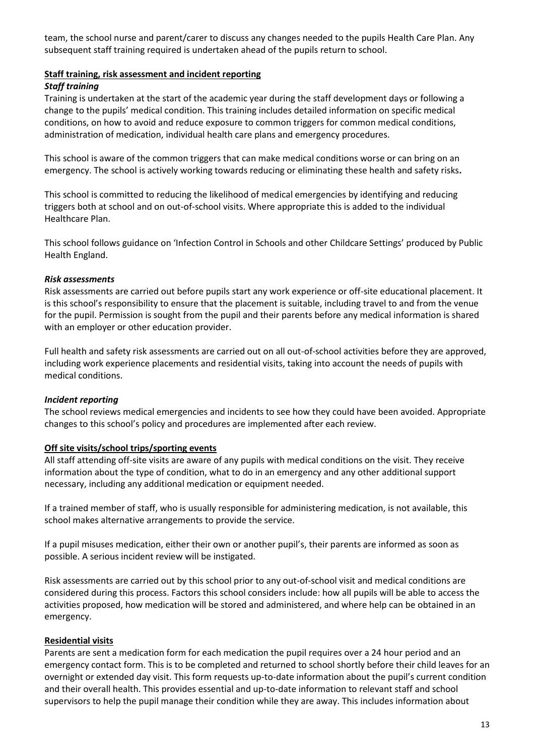team, the school nurse and parent/carer to discuss any changes needed to the pupils Health Care Plan. Any subsequent staff training required is undertaken ahead of the pupils return to school.

## Staff training, risk assessment and incident reporting

### *Staff training*

Training is undertaken at the start of the academic year during the staff development days or following a change to the pupils' medical condition. This training includes detailed information on specific medical conditions, on how to avoid and reduce exposure to common triggers for common medical conditions, administration of medication, individual health care plans and emergency procedures.

This school is aware of the common triggers that can make medical conditions worse or can bring on an emergency. The school is actively working towards reducing or eliminating these health and safety risks**.**

This school is committed to reducing the likelihood of medical emergencies by identifying and reducing triggers both at school and on out-of-school visits. Where appropriate this is added to the individual Healthcare Plan.

This school follows guidance on 'Infection Control in Schools and other Childcare Settings' produced by Public Health England.

### *Risk assessments*

Risk assessments are carried out before pupils start any work experience or off-site educational placement. It is this school's responsibility to ensure that the placement is suitable, including travel to and from the venue for the pupil. Permission is sought from the pupil and their parents before any medical information is shared with an employer or other education provider.

Full health and safety risk assessments are carried out on all out-of-school activities before they are approved, including work experience placements and residential visits, taking into account the needs of pupils with medical conditions.

### *Incident reporting*

The school reviews medical emergencies and incidents to see how they could have been avoided. Appropriate changes to this school's policy and procedures are implemented after each review.

## Off site visits/school trips/sporting events

All staff attending off-site visits are aware of any pupils with medical conditions on the visit. They receive information about the type of condition, what to do in an emergency and any other additional support necessary, including any additional medication or equipment needed.

If a trained member of staff, who is usually responsible for administering medication, is not available, this school makes alternative arrangements to provide the service.

If a pupil misuses medication, either their own or another pupil's, their parents are informed as soon as possible. A serious incident review will be instigated.

Risk assessments are carried out by this school prior to any out-of-school visit and medical conditions are considered during this process. Factors this school considers include: how all pupils will be able to access the activities proposed, how medication will be stored and administered, and where help can be obtained in an emergency.

## Residential visits

Parents are sent a medication form for each medication the pupil requires over a 24 hour period and an emergency contact form. This is to be completed and returned to school shortly before their child leaves for an overnight or extended day visit. This form requests up-to-date information about the pupil's current condition and their overall health. This provides essential and up-to-date information to relevant staff and school supervisors to help the pupil manage their condition while they are away. This includes information about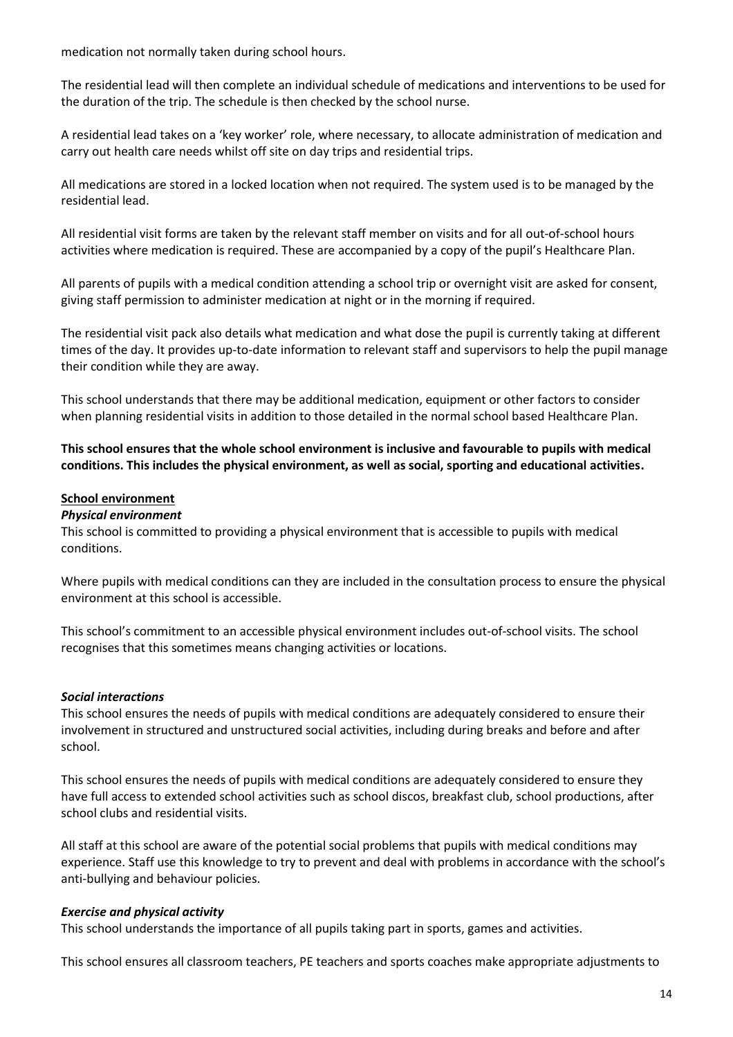medication not normally taken during school hours.

The residential lead will then complete an individual schedule of medications and interventions to be used for the duration of the trip. The schedule is then checked by the school nurse.

A residential lead takes on a 'key worker' role, where necessary, to allocate administration of medication and carry out health care needs whilst off site on day trips and residential trips.

All medications are stored in a locked location when not required. The system used is to be managed by the residential lead.

All residential visit forms are taken by the relevant staff member on visits and for all out-of-school hours activities where medication is required. These are accompanied by a copy of the pupil's Healthcare Plan.

All parents of pupils with a medical condition attending a school trip or overnight visit are asked for consent, giving staff permission to administer medication at night or in the morning if required.

The residential visit pack also details what medication and what dose the pupil is currently taking at different times of the day. It provides up-to-date information to relevant staff and supervisors to help the pupil manage their condition while they are away.

This school understands that there may be additional medication, equipment or other factors to consider when planning residential visits in addition to those detailed in the normal school based Healthcare Plan.

**This school ensures that the whole school environment is inclusive and favourable to pupils with medical conditions. This includes the physical environment, as well as social, sporting and educational activities.**

**School environment**

***Physical environment***

This school is committed to providing a physical environment that is accessible to pupils with medical conditions.

Where pupils with medical conditions can they are included in the consultation process to ensure the physical environment at this school is accessible.

This school's commitment to an accessible physical environment includes out-of-school visits. The school recognises that this sometimes means changing activities or locations.

***Social interactions***

This school ensures the needs of pupils with medical conditions are adequately considered to ensure their involvement in structured and unstructured social activities, including during breaks and before and after school.

This school ensures the needs of pupils with medical conditions are adequately considered to ensure they have full access to extended school activities such as school discos, breakfast club, school productions, after school clubs and residential visits.

All staff at this school are aware of the potential social problems that pupils with medical conditions may experience. Staff use this knowledge to try to prevent and deal with problems in accordance with the school's anti-bullying and behaviour policies.

***Exercise and physical activity***

This school understands the importance of all pupils taking part in sports, games and activities.

This school ensures all classroom teachers, PE teachers and sports coaches make appropriate adjustments to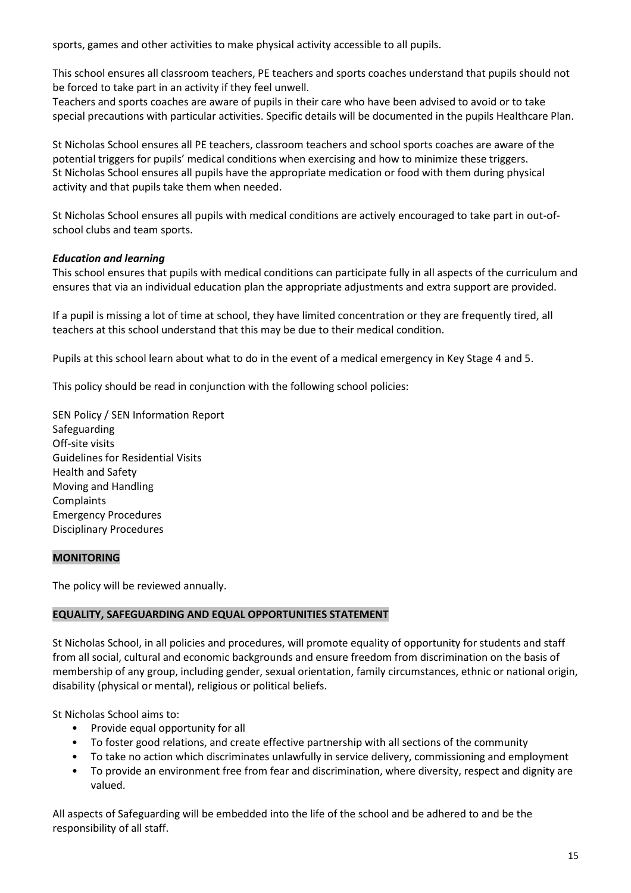sports, games and other activities to make physical activity accessible to all pupils.

This school ensures all classroom teachers, PE teachers and sports coaches understand that pupils should not be forced to take part in an activity if they feel unwell.
Teachers and sports coaches are aware of pupils in their care who have been advised to avoid or to take special precautions with particular activities. Specific details will be documented in the pupils Healthcare Plan.

St Nicholas School ensures all PE teachers, classroom teachers and school sports coaches are aware of the potential triggers for pupils' medical conditions when exercising and how to minimize these triggers.
St Nicholas School ensures all pupils have the appropriate medication or food with them during physical activity and that pupils take them when needed.

St Nicholas School ensures all pupils with medical conditions are actively encouraged to take part in out-of-school clubs and team sports.

***Education and learning***
This school ensures that pupils with medical conditions can participate fully in all aspects of the curriculum and ensures that via an individual education plan the appropriate adjustments and extra support are provided.

If a pupil is missing a lot of time at school, they have limited concentration or they are frequently tired, all teachers at this school understand that this may be due to their medical condition.

Pupils at this school learn about what to do in the event of a medical emergency in Key Stage 4 and 5.

This policy should be read in conjunction with the following school policies:

SEN Policy / SEN Information Report
Safeguarding
Off-site visits
Guidelines for Residential Visits
Health and Safety
Moving and Handling
Complaints
Emergency Procedures
Disciplinary Procedures

## MONITORING

The policy will be reviewed annually.

## EQUALITY, SAFEGUARDING AND EQUAL OPPORTUNITIES STATEMENT

St Nicholas School, in all policies and procedures, will promote equality of opportunity for students and staff from all social, cultural and economic backgrounds and ensure freedom from discrimination on the basis of membership of any group, including gender, sexual orientation, family circumstances, ethnic or national origin, disability (physical or mental), religious or political beliefs.

St Nicholas School aims to:

- Provide equal opportunity for all
- To foster good relations, and create effective partnership with all sections of the community
- To take no action which discriminates unlawfully in service delivery, commissioning and employment
- To provide an environment free from fear and discrimination, where diversity, respect and dignity are valued.

All aspects of Safeguarding will be embedded into the life of the school and be adhered to and be the responsibility of all staff.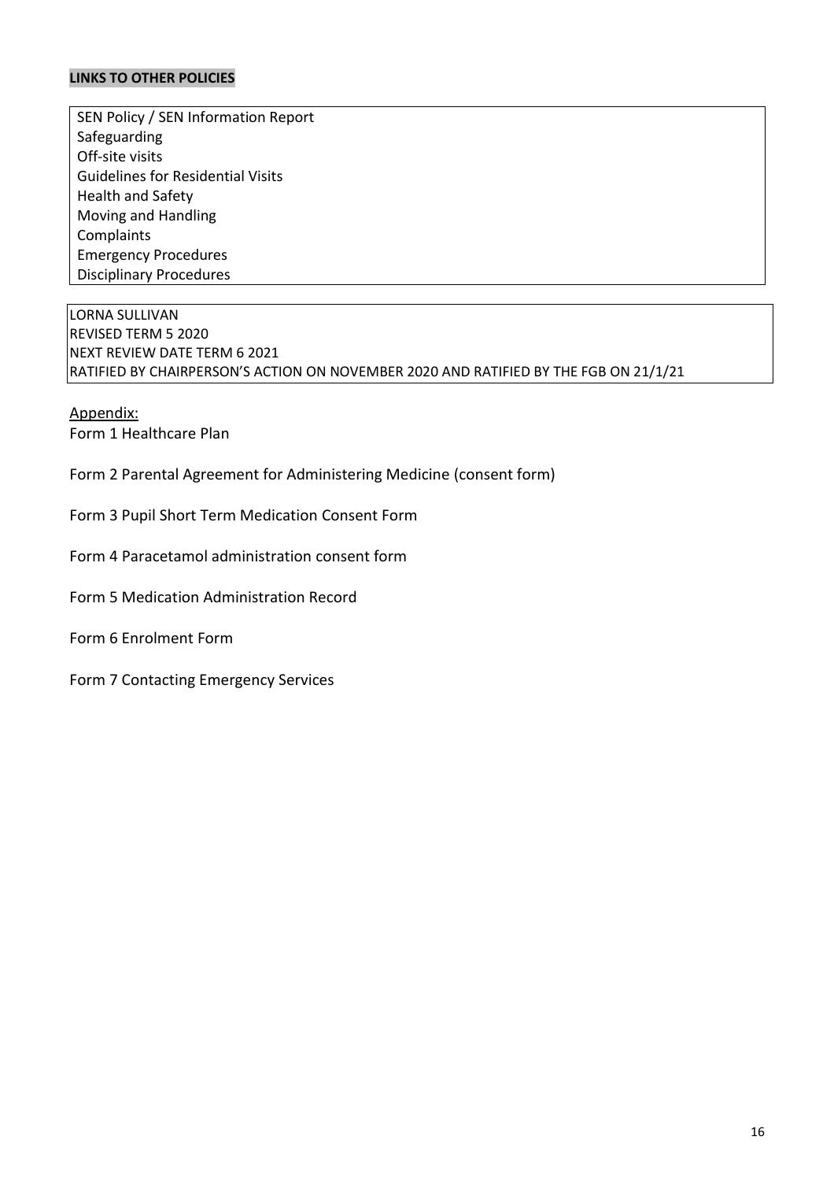**LINKS TO OTHER POLICIES**

SEN Policy / SEN Information Report
Safeguarding
Off-site visits
Guidelines for Residential Visits
Health and Safety
Moving and Handling
Complaints
Emergency Procedures
Disciplinary Procedures

LORNA SULLIVAN
REVISED TERM 5 2020
NEXT REVIEW DATE TERM 6 2021
RATIFIED BY CHAIRPERSON'S ACTION ON NOVEMBER 2020 AND RATIFIED BY THE FGB ON 21/1/21

Appendix:

Form 1 Healthcare Plan

Form 2 Parental Agreement for Administering Medicine (consent form)

Form 3 Pupil Short Term Medication Consent Form

Form 4 Paracetamol administration consent form

Form 5 Medication Administration Record

Form 6 Enrolment Form

Form 7 Contacting Emergency Services